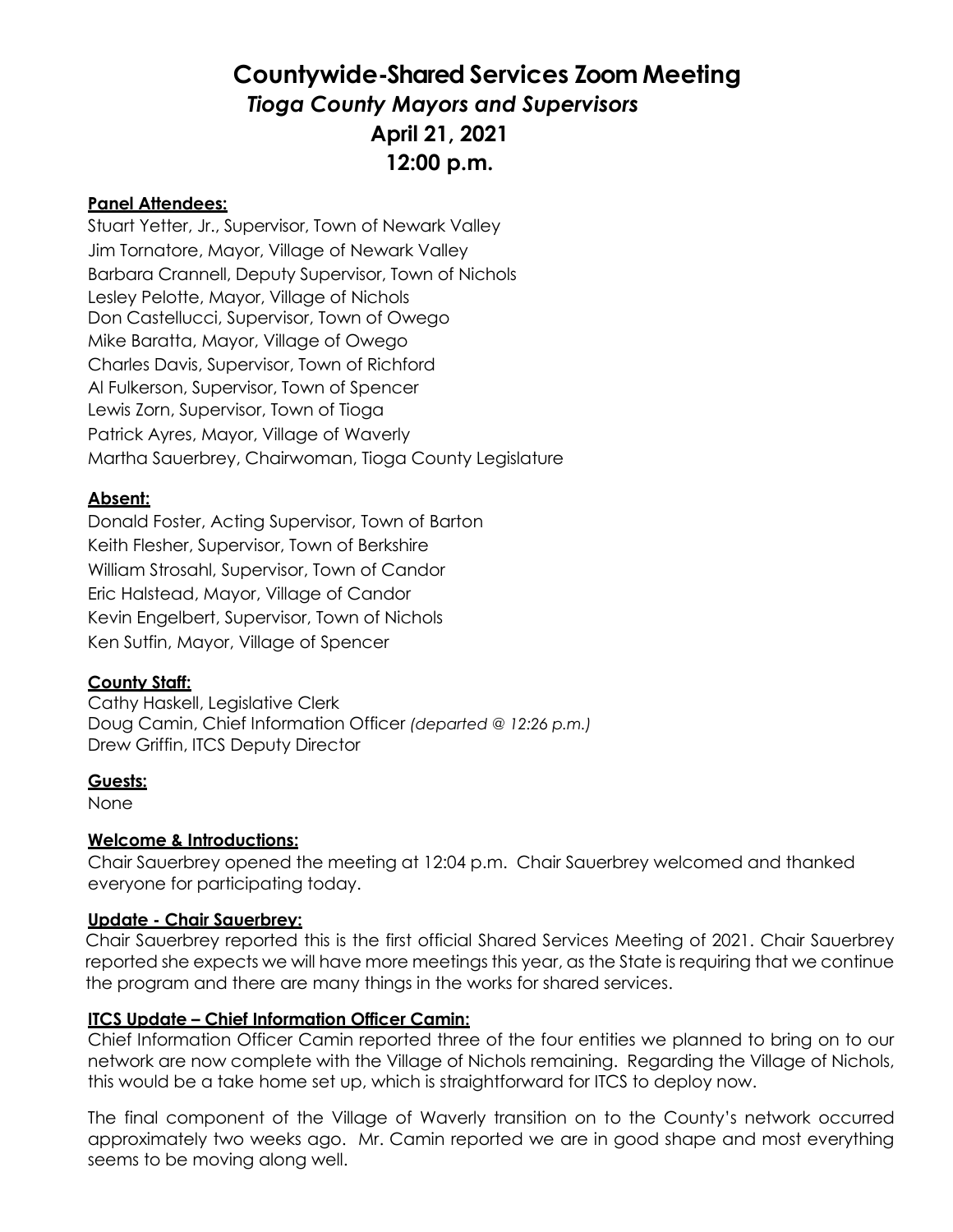# Countywide-Shared Services Zoom Meeting

## *Tioga County Mayors and Supervisors*

## April 21, 2021

## 12:00 p.m.

**Panel Attendees:**

Stuart Yetter, Jr., Supervisor, Town of Newark Valley
Jim Tornatore, Mayor, Village of Newark Valley
Barbara Crannell, Deputy Supervisor, Town of Nichols
Lesley Pelotte, Mayor, Village of Nichols
Don Castellucci, Supervisor, Town of Owego
Mike Baratta, Mayor, Village of Owego
Charles Davis, Supervisor, Town of Richford
Al Fulkerson, Supervisor, Town of Spencer
Lewis Zorn, Supervisor, Town of Tioga
Patrick Ayres, Mayor, Village of Waverly
Martha Sauerbrey, Chairwoman, Tioga County Legislature

**Absent:**

Donald Foster, Acting Supervisor, Town of Barton
Keith Flesher, Supervisor, Town of Berkshire
William Strosahl, Supervisor, Town of Candor
Eric Halstead, Mayor, Village of Candor
Kevin Engelbert, Supervisor, Town of Nichols
Ken Sutfin, Mayor, Village of Spencer

**County Staff:**

Cathy Haskell, Legislative Clerk
Doug Camin, Chief Information Officer *(departed @ 12:26 p.m.)*
Drew Griffin, ITCS Deputy Director

**Guests:**

None

**Welcome & Introductions:**

Chair Sauerbrey opened the meeting at 12:04 p.m. Chair Sauerbrey welcomed and thanked everyone for participating today.

**Update - Chair Sauerbrey:**

Chair Sauerbrey reported this is the first official Shared Services Meeting of 2021. Chair Sauerbrey reported she expects we will have more meetings this year, as the State is requiring that we continue the program and there are many things in the works for shared services.

**ITCS Update – Chief Information Officer Camin:**

Chief Information Officer Camin reported three of the four entities we planned to bring on to our network are now complete with the Village of Nichols remaining. Regarding the Village of Nichols, this would be a take home set up, which is straightforward for ITCS to deploy now.

The final component of the Village of Waverly transition on to the County's network occurred approximately two weeks ago. Mr. Camin reported we are in good shape and most everything seems to be moving along well.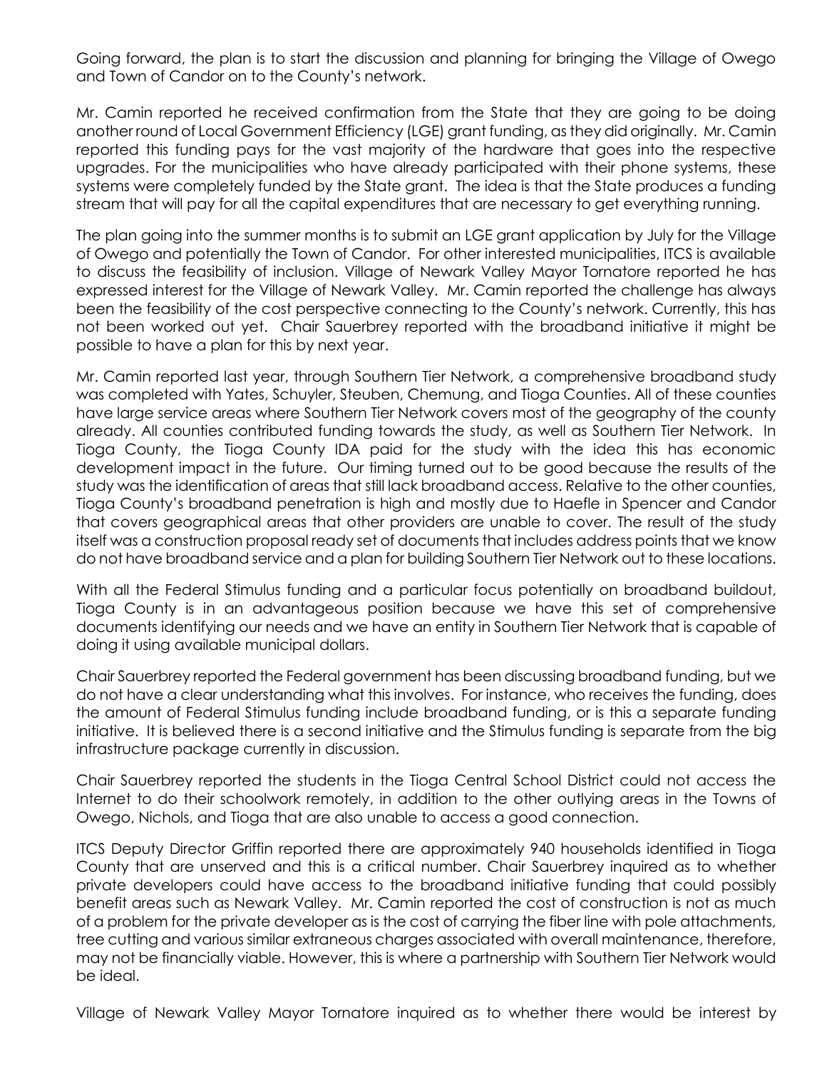Going forward, the plan is to start the discussion and planning for bringing the Village of Owego and Town of Candor on to the County's network.

Mr. Camin reported he received confirmation from the State that they are going to be doing another round of Local Government Efficiency (LGE) grant funding, as they did originally. Mr. Camin reported this funding pays for the vast majority of the hardware that goes into the respective upgrades. For the municipalities who have already participated with their phone systems, these systems were completely funded by the State grant. The idea is that the State produces a funding stream that will pay for all the capital expenditures that are necessary to get everything running.

The plan going into the summer months is to submit an LGE grant application by July for the Village of Owego and potentially the Town of Candor. For other interested municipalities, ITCS is available to discuss the feasibility of inclusion. Village of Newark Valley Mayor Tornatore reported he has expressed interest for the Village of Newark Valley. Mr. Camin reported the challenge has always been the feasibility of the cost perspective connecting to the County's network. Currently, this has not been worked out yet. Chair Sauerbrey reported with the broadband initiative it might be possible to have a plan for this by next year.

Mr. Camin reported last year, through Southern Tier Network, a comprehensive broadband study was completed with Yates, Schuyler, Steuben, Chemung, and Tioga Counties. All of these counties have large service areas where Southern Tier Network covers most of the geography of the county already. All counties contributed funding towards the study, as well as Southern Tier Network. In Tioga County, the Tioga County IDA paid for the study with the idea this has economic development impact in the future. Our timing turned out to be good because the results of the study was the identification of areas that still lack broadband access. Relative to the other counties, Tioga County's broadband penetration is high and mostly due to Haefle in Spencer and Candor that covers geographical areas that other providers are unable to cover. The result of the study itself was a construction proposal ready set of documents that includes address points that we know do not have broadband service and a plan for building Southern Tier Network out to these locations.

With all the Federal Stimulus funding and a particular focus potentially on broadband buildout, Tioga County is in an advantageous position because we have this set of comprehensive documents identifying our needs and we have an entity in Southern Tier Network that is capable of doing it using available municipal dollars.

Chair Sauerbrey reported the Federal government has been discussing broadband funding, but we do not have a clear understanding what this involves. For instance, who receives the funding, does the amount of Federal Stimulus funding include broadband funding, or is this a separate funding initiative. It is believed there is a second initiative and the Stimulus funding is separate from the big infrastructure package currently in discussion.

Chair Sauerbrey reported the students in the Tioga Central School District could not access the Internet to do their schoolwork remotely, in addition to the other outlying areas in the Towns of Owego, Nichols, and Tioga that are also unable to access a good connection.

ITCS Deputy Director Griffin reported there are approximately 940 households identified in Tioga County that are unserved and this is a critical number. Chair Sauerbrey inquired as to whether private developers could have access to the broadband initiative funding that could possibly benefit areas such as Newark Valley. Mr. Camin reported the cost of construction is not as much of a problem for the private developer as is the cost of carrying the fiber line with pole attachments, tree cutting and various similar extraneous charges associated with overall maintenance, therefore, may not be financially viable. However, this is where a partnership with Southern Tier Network would be ideal.

Village of Newark Valley Mayor Tornatore inquired as to whether there would be interest by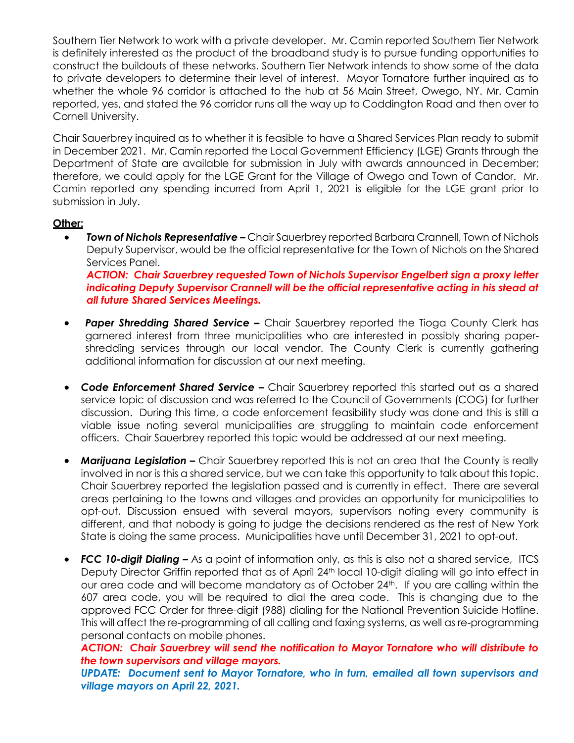Southern Tier Network to work with a private developer. Mr. Camin reported Southern Tier Network is definitely interested as the product of the broadband study is to pursue funding opportunities to construct the buildouts of these networks. Southern Tier Network intends to show some of the data to private developers to determine their level of interest. Mayor Tornatore further inquired as to whether the whole 96 corridor is attached to the hub at 56 Main Street, Owego, NY. Mr. Camin reported, yes, and stated the 96 corridor runs all the way up to Coddington Road and then over to Cornell University.

Chair Sauerbrey inquired as to whether it is feasible to have a Shared Services Plan ready to submit in December 2021. Mr. Camin reported the Local Government Efficiency (LGE) Grants through the Department of State are available for submission in July with awards announced in December; therefore, we could apply for the LGE Grant for the Village of Owego and Town of Candor. Mr. Camin reported any spending incurred from April 1, 2021 is eligible for the LGE grant prior to submission in July.

**Other:**

- ***Town of Nichols Representative –*** Chair Sauerbrey reported Barbara Crannell, Town of Nichols Deputy Supervisor, would be the official representative for the Town of Nichols on the Shared Services Panel.
  ***ACTION: Chair Sauerbrey requested Town of Nichols Supervisor Engelbert sign a proxy letter indicating Deputy Supervisor Crannell will be the official representative acting in his stead at all future Shared Services Meetings.***

- ***Paper Shredding Shared Service –*** Chair Sauerbrey reported the Tioga County Clerk has garnered interest from three municipalities who are interested in possibly sharing paper-shredding services through our local vendor. The County Clerk is currently gathering additional information for discussion at our next meeting.

- ***Code Enforcement Shared Service –*** Chair Sauerbrey reported this started out as a shared service topic of discussion and was referred to the Council of Governments (COG) for further discussion. During this time, a code enforcement feasibility study was done and this is still a viable issue noting several municipalities are struggling to maintain code enforcement officers. Chair Sauerbrey reported this topic would be addressed at our next meeting.

- ***Marijuana Legislation –*** Chair Sauerbrey reported this is not an area that the County is really involved in nor is this a shared service, but we can take this opportunity to talk about this topic. Chair Sauerbrey reported the legislation passed and is currently in effect. There are several areas pertaining to the towns and villages and provides an opportunity for municipalities to opt-out. Discussion ensued with several mayors, supervisors noting every community is different, and that nobody is going to judge the decisions rendered as the rest of New York State is doing the same process. Municipalities have until December 31, 2021 to opt-out.

- ***FCC 10-digit Dialing –*** As a point of information only, as this is also not a shared service, ITCS Deputy Director Griffin reported that as of April 24th local 10-digit dialing will go into effect in our area code and will become mandatory as of October 24th. If you are calling within the 607 area code, you will be required to dial the area code. This is changing due to the approved FCC Order for three-digit (988) dialing for the National Prevention Suicide Hotline. This will affect the re-programming of all calling and faxing systems, as well as re-programming personal contacts on mobile phones.
  ***ACTION: Chair Sauerbrey will send the notification to Mayor Tornatore who will distribute to the town supervisors and village mayors.***
  ***UPDATE: Document sent to Mayor Tornatore, who in turn, emailed all town supervisors and village mayors on April 22, 2021.***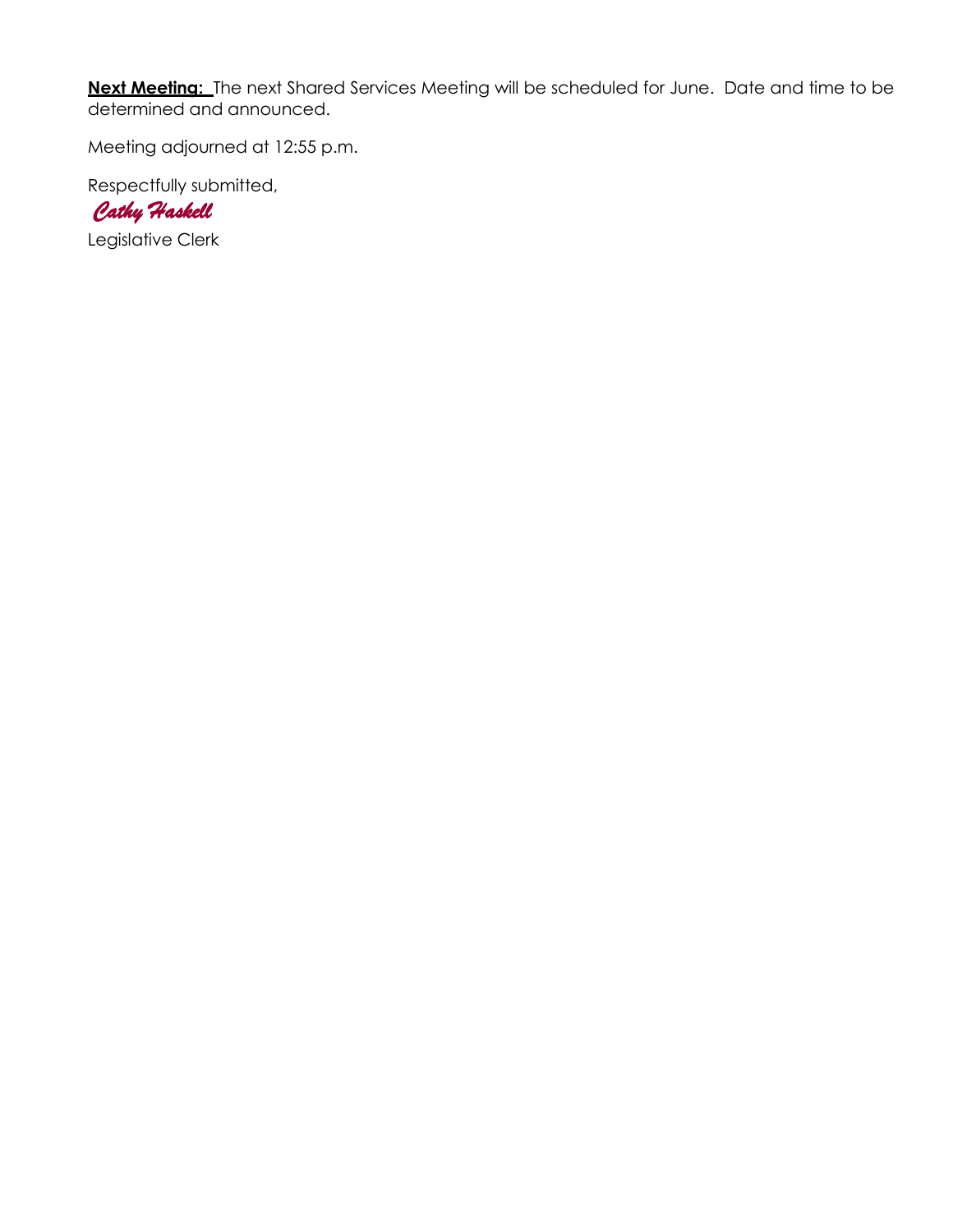**Next Meeting:** The next Shared Services Meeting will be scheduled for June. Date and time to be determined and announced.

Meeting adjourned at 12:55 p.m.

Respectfully submitted,

*Cathy Haskell*

Legislative Clerk